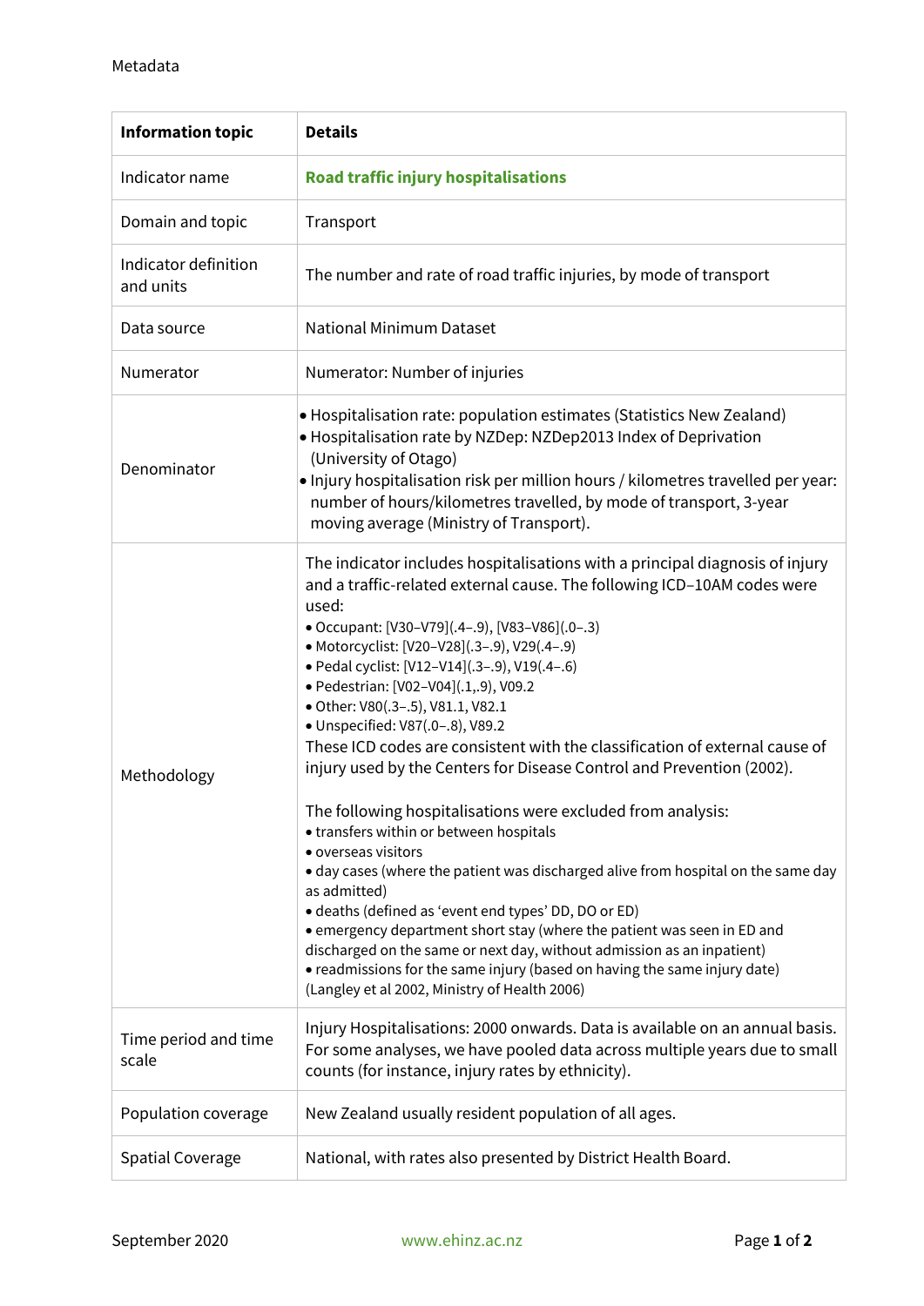Metadata

| Information topic | Details |
|---|---|
| Indicator name | **Road traffic injury hospitalisations** |
| Domain and topic | Transport |
| Indicator definition and units | The number and rate of road traffic injuries, by mode of transport |
| Data source | National Minimum Dataset |
| Numerator | Numerator: Number of injuries |
| Denominator | • Hospitalisation rate: population estimates (Statistics New Zealand)<br>• Hospitalisation rate by NZDep: NZDep2013 Index of Deprivation (University of Otago)<br>• Injury hospitalisation risk per million hours / kilometres travelled per year: number of hours/kilometres travelled, by mode of transport, 3-year moving average (Ministry of Transport). |
| Methodology | The indicator includes hospitalisations with a principal diagnosis of injury and a traffic-related external cause. The following ICD–10AM codes were used:<br>• Occupant: [V30–V79](.4–.9), [V83–V86](.0–.3)<br>• Motorcyclist: [V20–V28](.3–.9), V29(.4–.9)<br>• Pedal cyclist: [V12–V14](.3–.9), V19(.4–.6)<br>• Pedestrian: [V02–V04](.1,.9), V09.2<br>• Other: V80(.3–.5), V81.1, V82.1<br>• Unspecified: V87(.0–.8), V89.2<br>These ICD codes are consistent with the classification of external cause of injury used by the Centers for Disease Control and Prevention (2002).<br><br>The following hospitalisations were excluded from analysis:<br>• transfers within or between hospitals<br>• overseas visitors<br>• day cases (where the patient was discharged alive from hospital on the same day as admitted)<br>• deaths (defined as 'event end types' DD, DO or ED)<br>• emergency department short stay (where the patient was seen in ED and discharged on the same or next day, without admission as an inpatient)<br>• readmissions for the same injury (based on having the same injury date)<br>(Langley et al 2002, Ministry of Health 2006) |
| Time period and time scale | Injury Hospitalisations: 2000 onwards. Data is available on an annual basis. For some analyses, we have pooled data across multiple years due to small counts (for instance, injury rates by ethnicity). |
| Population coverage | New Zealand usually resident population of all ages. |
| Spatial Coverage | National, with rates also presented by District Health Board. |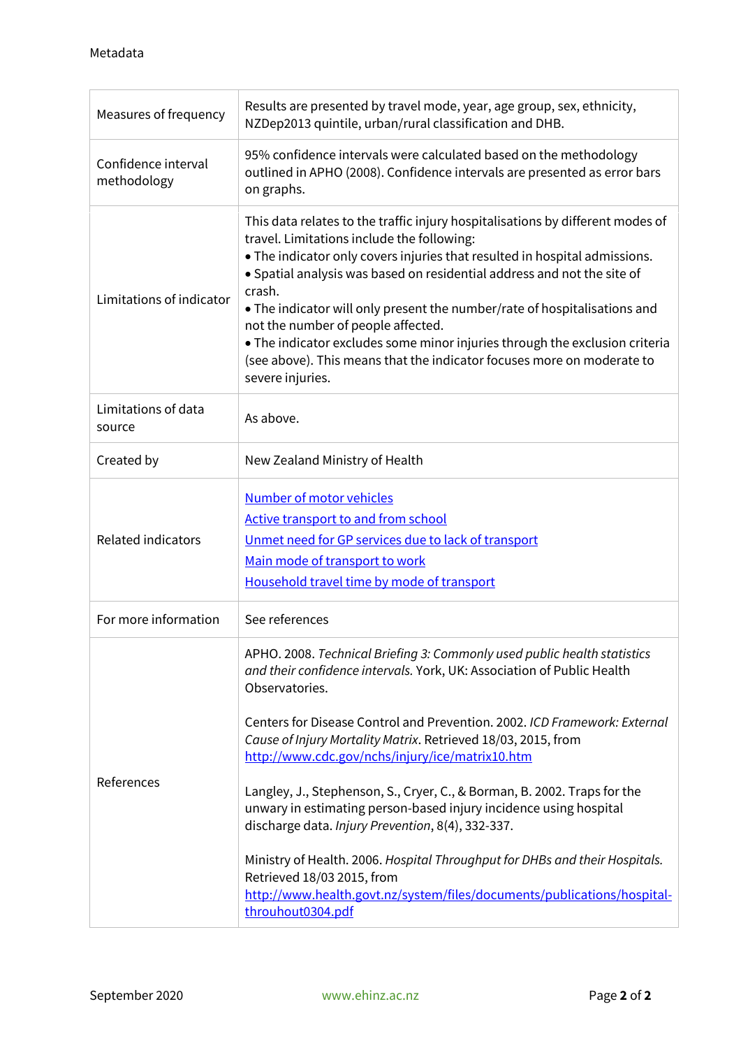Metadata

| | |
|---|---|
| Measures of frequency | Results are presented by travel mode, year, age group, sex, ethnicity, NZDep2013 quintile, urban/rural classification and DHB. |
| Confidence interval methodology | 95% confidence intervals were calculated based on the methodology outlined in APHO (2008). Confidence intervals are presented as error bars on graphs. |
| Limitations of indicator | This data relates to the traffic injury hospitalisations by different modes of travel. Limitations include the following:<br>• The indicator only covers injuries that resulted in hospital admissions.<br>• Spatial analysis was based on residential address and not the site of crash.<br>• The indicator will only present the number/rate of hospitalisations and not the number of people affected.<br>• The indicator excludes some minor injuries through the exclusion criteria (see above). This means that the indicator focuses more on moderate to severe injuries. |
| Limitations of data source | As above. |
| Created by | New Zealand Ministry of Health |
| Related indicators | [Number of motor vehicles]()<br>[Active transport to and from school]()<br>[Unmet need for GP services due to lack of transport]()<br>[Main mode of transport to work]()<br>[Household travel time by mode of transport]() |
| For more information | See references |
| References | APHO. 2008. *Technical Briefing 3: Commonly used public health statistics and their confidence intervals.* York, UK: Association of Public Health Observatories.<br><br>Centers for Disease Control and Prevention. 2002. *ICD Framework: External Cause of Injury Mortality Matrix*. Retrieved 18/03, 2015, from http://www.cdc.gov/nchs/injury/ice/matrix10.htm<br><br>Langley, J., Stephenson, S., Cryer, C., & Borman, B. 2002. Traps for the unwary in estimating person-based injury incidence using hospital discharge data. *Injury Prevention*, 8(4), 332-337.<br><br>Ministry of Health. 2006. *Hospital Throughput for DHBs and their Hospitals.* Retrieved 18/03 2015, from http://www.health.govt.nz/system/files/documents/publications/hospital-throuhout0304.pdf |